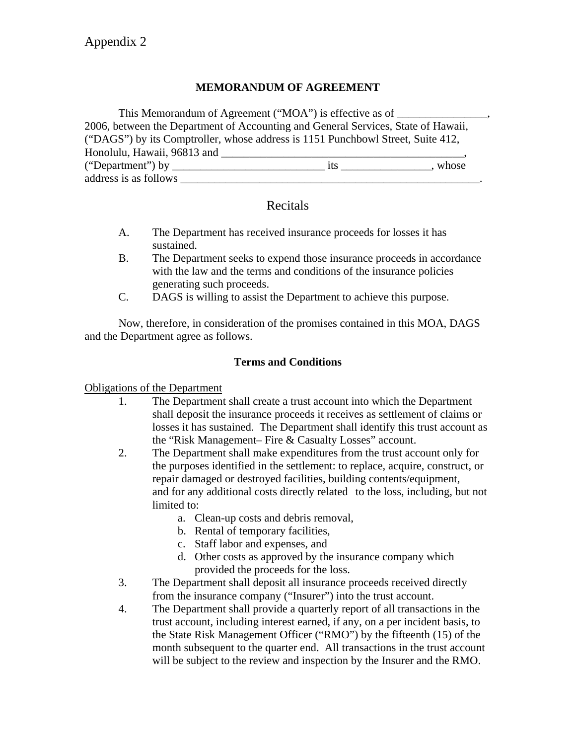Appendix 2

# MEMORANDUM OF AGREEMENT

This Memorandum of Agreement ("MOA") is effective as of ________________, 2006, between the Department of Accounting and General Services, State of Hawaii, ("DAGS") by its Comptroller, whose address is 1151 Punchbowl Street, Suite 412, Honolulu, Hawaii, 96813 and ___________________________________________, ("Department") by __________________________ its ________________, whose address is as follows _______________________________________________________.

## Recitals

A. The Department has received insurance proceeds for losses it has sustained.

B. The Department seeks to expend those insurance proceeds in accordance with the law and the terms and conditions of the insurance policies generating such proceeds.

C. DAGS is willing to assist the Department to achieve this purpose.

Now, therefore, in consideration of the promises contained in this MOA, DAGS and the Department agree as follows.

## Terms and Conditions

Obligations of the Department

1. The Department shall create a trust account into which the Department shall deposit the insurance proceeds it receives as settlement of claims or losses it has sustained. The Department shall identify this trust account as the "Risk Management– Fire & Casualty Losses" account.
2. The Department shall make expenditures from the trust account only for the purposes identified in the settlement: to replace, acquire, construct, or repair damaged or destroyed facilities, building contents/equipment, and for any additional costs directly related to the loss, including, but not limited to:
   a. Clean-up costs and debris removal,
   b. Rental of temporary facilities,
   c. Staff labor and expenses, and
   d. Other costs as approved by the insurance company which provided the proceeds for the loss.
3. The Department shall deposit all insurance proceeds received directly from the insurance company ("Insurer") into the trust account.
4. The Department shall provide a quarterly report of all transactions in the trust account, including interest earned, if any, on a per incident basis, to the State Risk Management Officer ("RMO") by the fifteenth (15) of the month subsequent to the quarter end. All transactions in the trust account will be subject to the review and inspection by the Insurer and the RMO.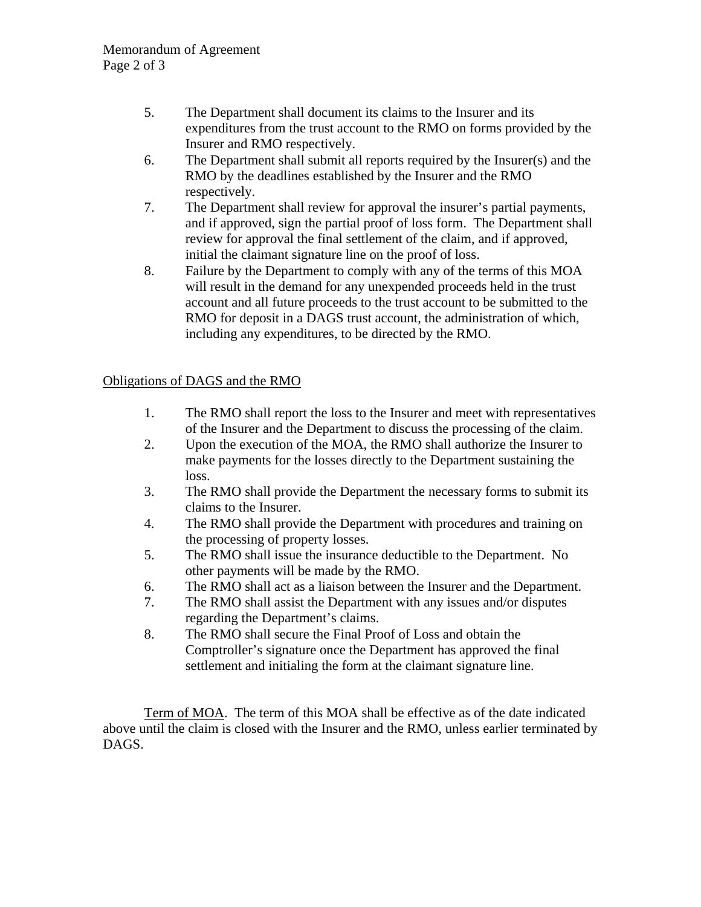5. The Department shall document its claims to the Insurer and its expenditures from the trust account to the RMO on forms provided by the Insurer and RMO respectively.
6. The Department shall submit all reports required by the Insurer(s) and the RMO by the deadlines established by the Insurer and the RMO respectively.
7. The Department shall review for approval the insurer's partial payments, and if approved, sign the partial proof of loss form. The Department shall review for approval the final settlement of the claim, and if approved, initial the claimant signature line on the proof of loss.
8. Failure by the Department to comply with any of the terms of this MOA will result in the demand for any unexpended proceeds held in the trust account and all future proceeds to the trust account to be submitted to the RMO for deposit in a DAGS trust account, the administration of which, including any expenditures, to be directed by the RMO.

<u>Obligations of DAGS and the RMO</u>

1. The RMO shall report the loss to the Insurer and meet with representatives of the Insurer and the Department to discuss the processing of the claim.
2. Upon the execution of the MOA, the RMO shall authorize the Insurer to make payments for the losses directly to the Department sustaining the loss.
3. The RMO shall provide the Department the necessary forms to submit its claims to the Insurer.
4. The RMO shall provide the Department with procedures and training on the processing of property losses.
5. The RMO shall issue the insurance deductible to the Department. No other payments will be made by the RMO.
6. The RMO shall act as a liaison between the Insurer and the Department.
7. The RMO shall assist the Department with any issues and/or disputes regarding the Department's claims.
8. The RMO shall secure the Final Proof of Loss and obtain the Comptroller's signature once the Department has approved the final settlement and initialing the form at the claimant signature line.

<u>Term of MOA</u>. The term of this MOA shall be effective as of the date indicated above until the claim is closed with the Insurer and the RMO, unless earlier terminated by DAGS.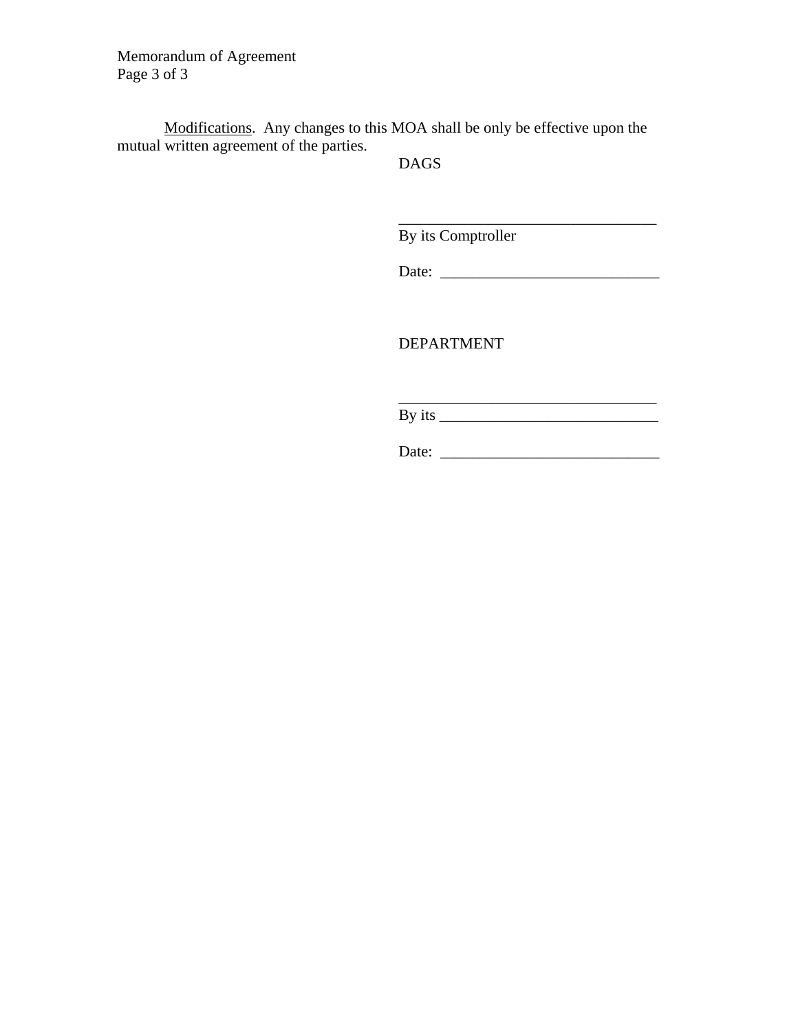<u>Modifications</u>. Any changes to this MOA shall be only be effective upon the mutual written agreement of the parties.

DAGS

\_\_\_\_\_\_\_\_\_\_\_\_\_\_\_\_\_\_\_\_\_\_\_\_\_\_\_\_\_\_\_\_\_\_
By its Comptroller

Date: \_\_\_\_\_\_\_\_\_\_\_\_\_\_\_\_\_\_\_\_\_\_\_\_\_\_\_\_\_

DEPARTMENT

\_\_\_\_\_\_\_\_\_\_\_\_\_\_\_\_\_\_\_\_\_\_\_\_\_\_\_\_\_\_\_\_\_\_
By its \_\_\_\_\_\_\_\_\_\_\_\_\_\_\_\_\_\_\_\_\_\_\_\_\_\_\_\_\_

Date: \_\_\_\_\_\_\_\_\_\_\_\_\_\_\_\_\_\_\_\_\_\_\_\_\_\_\_\_\_